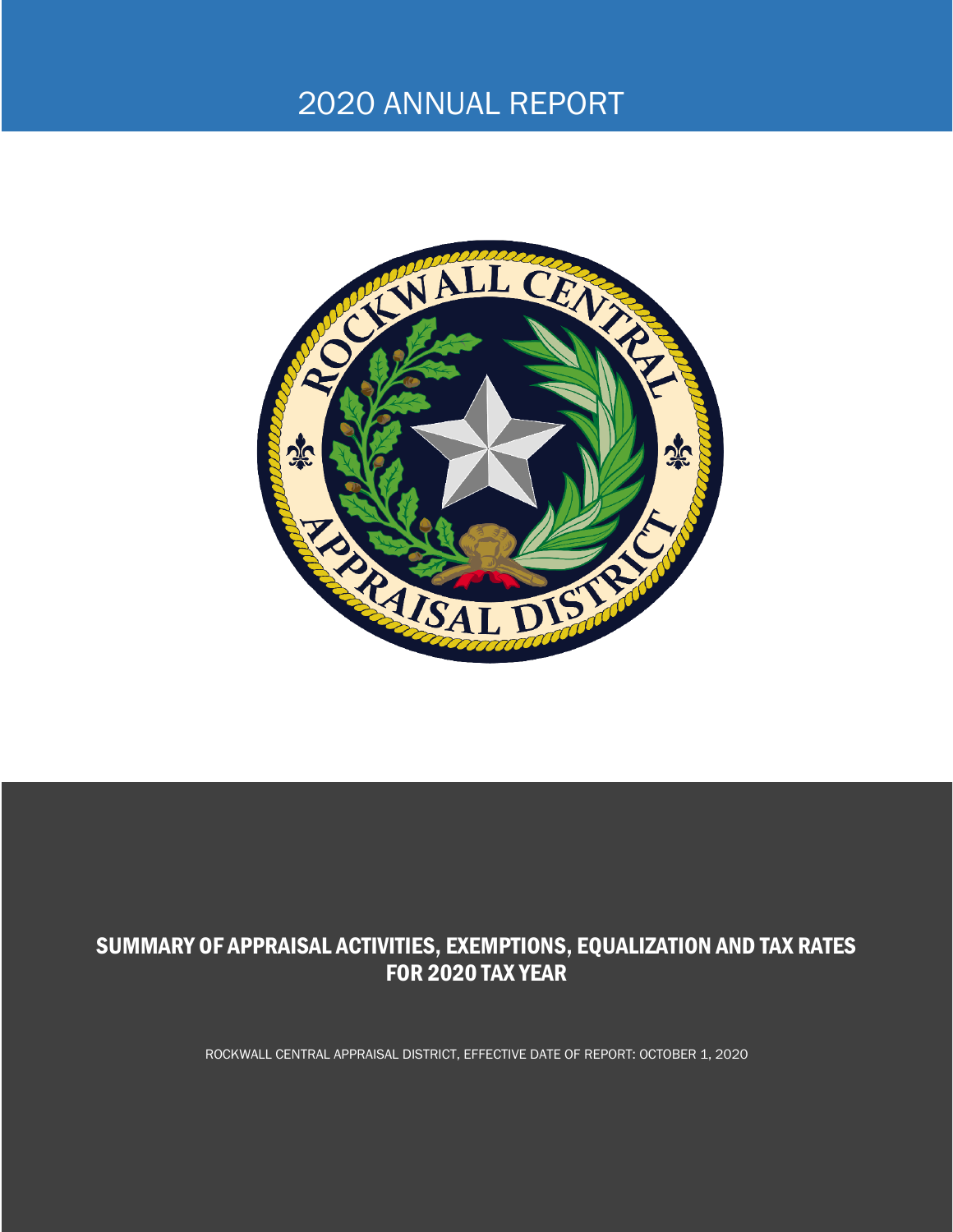# 2020 ANNUAL REPORT

## SUMMARY OF APPRAISAL ACTIVITIES, EXEMPTIONS, EQUALIZATION AND TAX RATES FOR 2020 TAX YEAR

ROCKWALL CENTRAL APPRAISAL DISTRICT, EFFECTIVE DATE OF REPORT: OCTOBER 1, 2020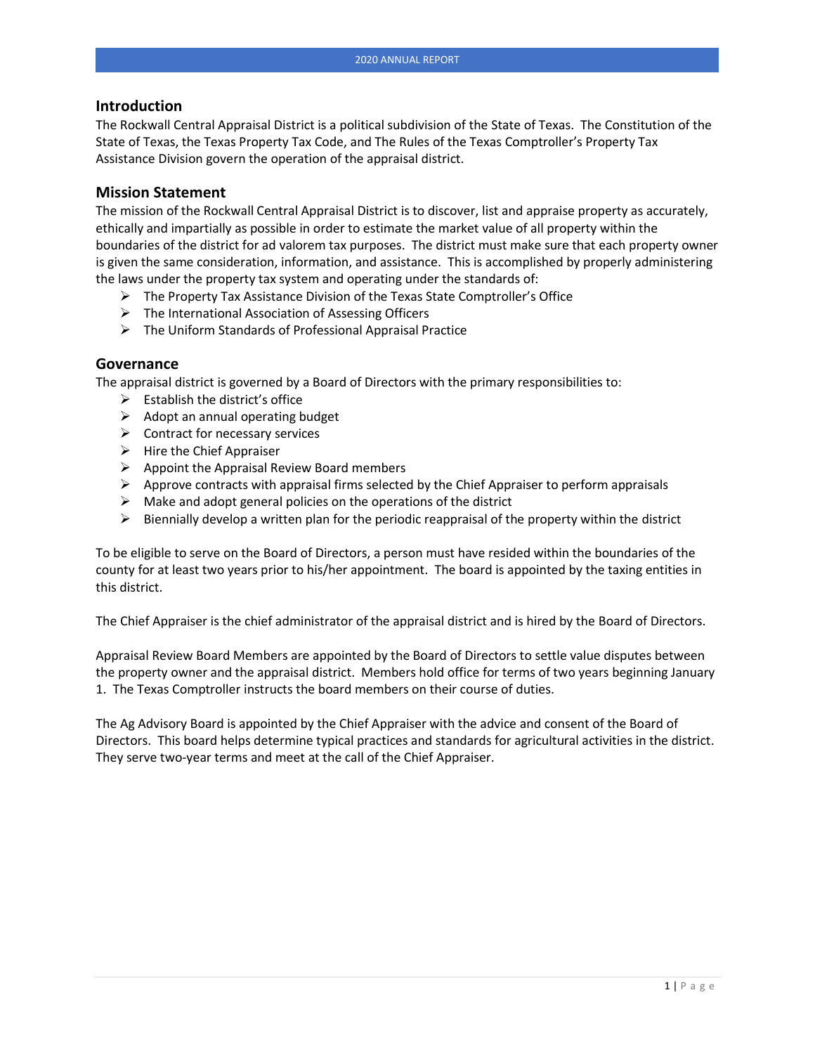## Introduction

The Rockwall Central Appraisal District is a political subdivision of the State of Texas. The Constitution of the State of Texas, the Texas Property Tax Code, and The Rules of the Texas Comptroller's Property Tax Assistance Division govern the operation of the appraisal district.

## Mission Statement

The mission of the Rockwall Central Appraisal District is to discover, list and appraise property as accurately, ethically and impartially as possible in order to estimate the market value of all property within the boundaries of the district for ad valorem tax purposes. The district must make sure that each property owner is given the same consideration, information, and assistance. This is accomplished by properly administering the laws under the property tax system and operating under the standards of:

- The Property Tax Assistance Division of the Texas State Comptroller's Office
- The International Association of Assessing Officers
- The Uniform Standards of Professional Appraisal Practice

## Governance

The appraisal district is governed by a Board of Directors with the primary responsibilities to:

- Establish the district's office
- Adopt an annual operating budget
- Contract for necessary services
- Hire the Chief Appraiser
- Appoint the Appraisal Review Board members
- Approve contracts with appraisal firms selected by the Chief Appraiser to perform appraisals
- Make and adopt general policies on the operations of the district
- Biennially develop a written plan for the periodic reappraisal of the property within the district

To be eligible to serve on the Board of Directors, a person must have resided within the boundaries of the county for at least two years prior to his/her appointment. The board is appointed by the taxing entities in this district.

The Chief Appraiser is the chief administrator of the appraisal district and is hired by the Board of Directors.

Appraisal Review Board Members are appointed by the Board of Directors to settle value disputes between the property owner and the appraisal district. Members hold office for terms of two years beginning January 1. The Texas Comptroller instructs the board members on their course of duties.

The Ag Advisory Board is appointed by the Chief Appraiser with the advice and consent of the Board of Directors. This board helps determine typical practices and standards for agricultural activities in the district. They serve two-year terms and meet at the call of the Chief Appraiser.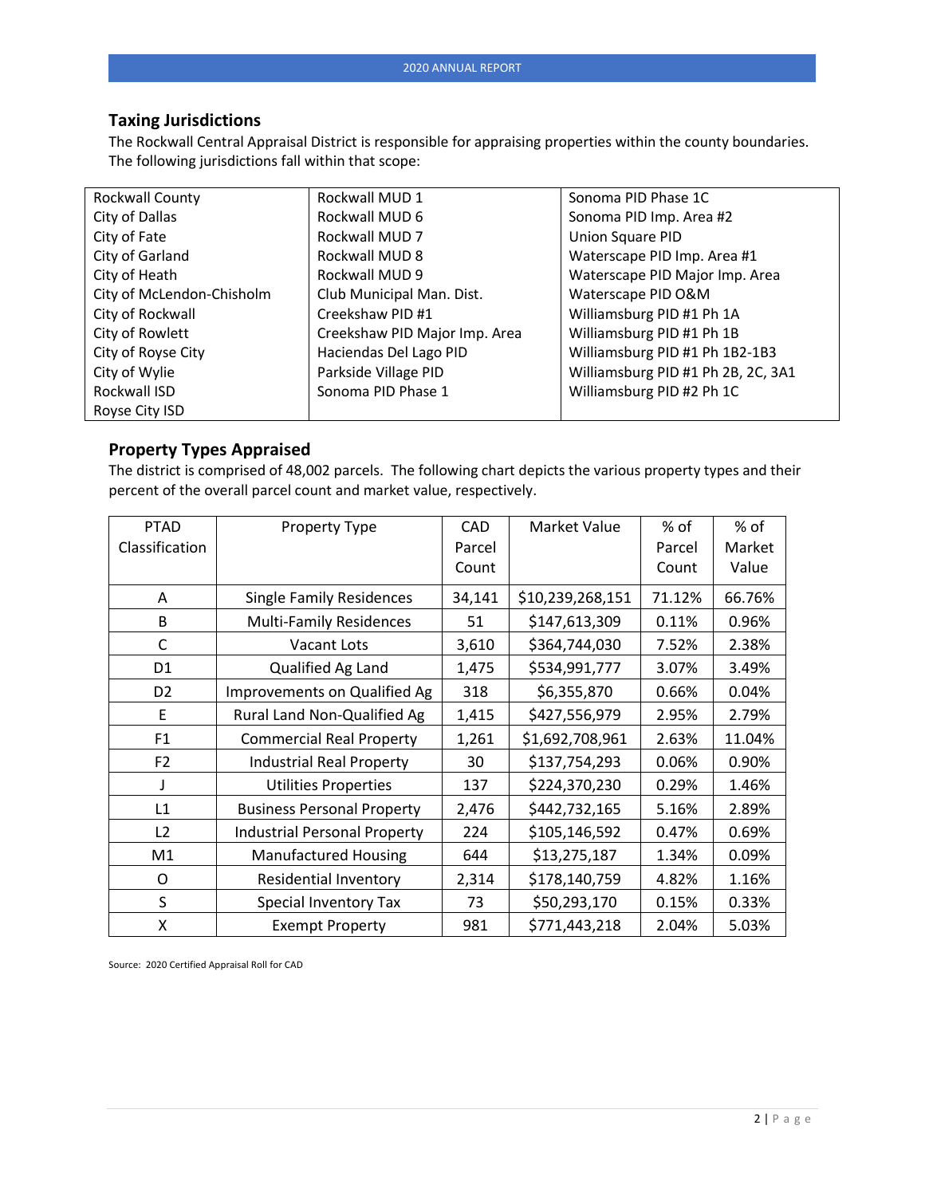## Taxing Jurisdictions

The Rockwall Central Appraisal District is responsible for appraising properties within the county boundaries. The following jurisdictions fall within that scope:

| | | |
|---|---|---|
| Rockwall County | Rockwall MUD 1 | Sonoma PID Phase 1C |
| City of Dallas | Rockwall MUD 6 | Sonoma PID Imp. Area #2 |
| City of Fate | Rockwall MUD 7 | Union Square PID |
| City of Garland | Rockwall MUD 8 | Waterscape PID Imp. Area #1 |
| City of Heath | Rockwall MUD 9 | Waterscape PID Major Imp. Area |
| City of McLendon-Chisholm | Club Municipal Man. Dist. | Waterscape PID O&M |
| City of Rockwall | Creekshaw PID #1 | Williamsburg PID #1 Ph 1A |
| City of Rowlett | Creekshaw PID Major Imp. Area | Williamsburg PID #1 Ph 1B |
| City of Royse City | Haciendas Del Lago PID | Williamsburg PID #1 Ph 1B2-1B3 |
| City of Wylie | Parkside Village PID | Williamsburg PID #1 Ph 2B, 2C, 3A1 |
| Rockwall ISD | Sonoma PID Phase 1 | Williamsburg PID #2 Ph 1C |
| Royse City ISD | | |

## Property Types Appraised

The district is comprised of 48,002 parcels. The following chart depicts the various property types and their percent of the overall parcel count and market value, respectively.

| PTAD Classification | Property Type | CAD Parcel Count | Market Value | % of Parcel Count | % of Market Value |
|---|---|---|---|---|---|
| A | Single Family Residences | 34,141 | $10,239,268,151 | 71.12% | 66.76% |
| B | Multi-Family Residences | 51 | $147,613,309 | 0.11% | 0.96% |
| C | Vacant Lots | 3,610 | $364,744,030 | 7.52% | 2.38% |
| D1 | Qualified Ag Land | 1,475 | $534,991,777 | 3.07% | 3.49% |
| D2 | Improvements on Qualified Ag | 318 | $6,355,870 | 0.66% | 0.04% |
| E | Rural Land Non-Qualified Ag | 1,415 | $427,556,979 | 2.95% | 2.79% |
| F1 | Commercial Real Property | 1,261 | $1,692,708,961 | 2.63% | 11.04% |
| F2 | Industrial Real Property | 30 | $137,754,293 | 0.06% | 0.90% |
| J | Utilities Properties | 137 | $224,370,230 | 0.29% | 1.46% |
| L1 | Business Personal Property | 2,476 | $442,732,165 | 5.16% | 2.89% |
| L2 | Industrial Personal Property | 224 | $105,146,592 | 0.47% | 0.69% |
| M1 | Manufactured Housing | 644 | $13,275,187 | 1.34% | 0.09% |
| O | Residential Inventory | 2,314 | $178,140,759 | 4.82% | 1.16% |
| S | Special Inventory Tax | 73 | $50,293,170 | 0.15% | 0.33% |
| X | Exempt Property | 981 | $771,443,218 | 2.04% | 5.03% |

Source: 2020 Certified Appraisal Roll for CAD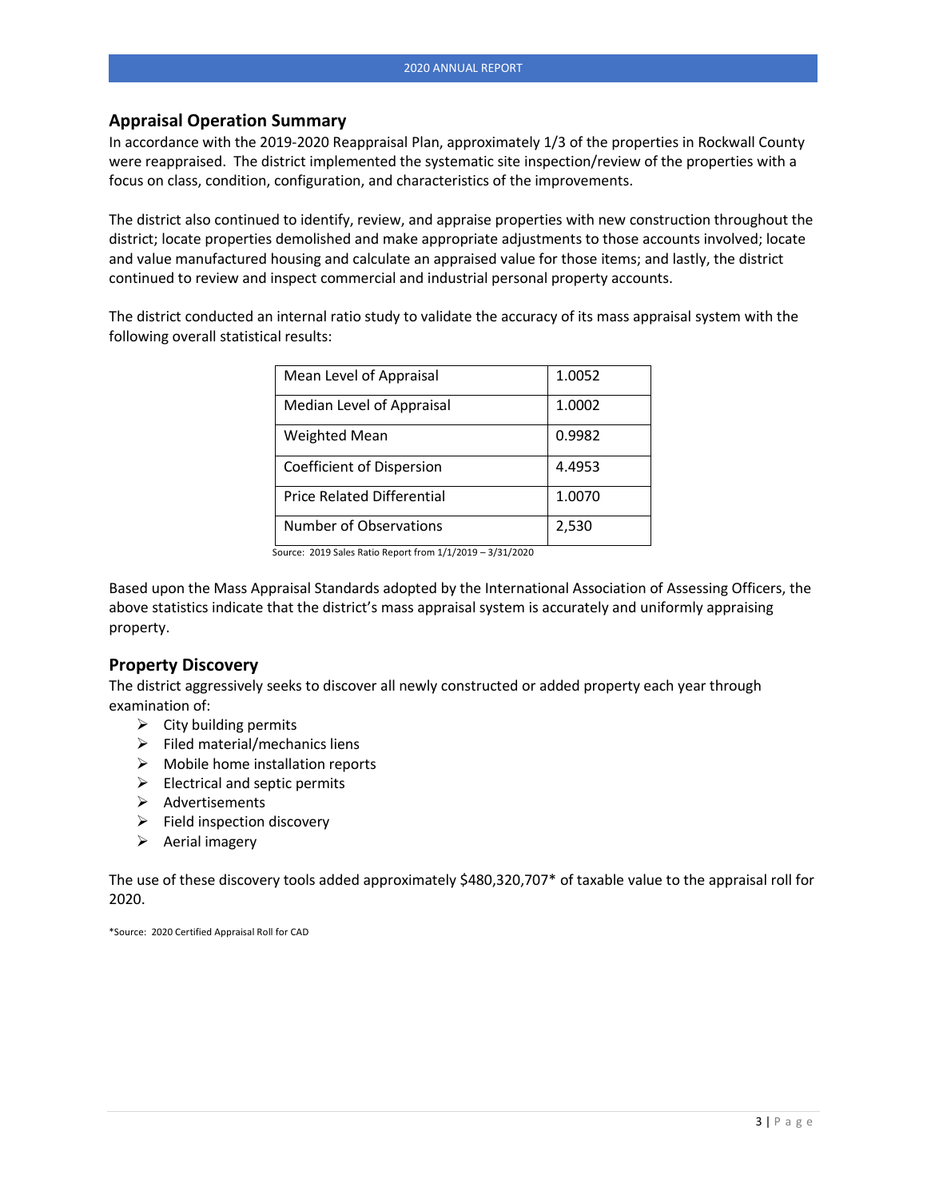## Appraisal Operation Summary

In accordance with the 2019-2020 Reappraisal Plan, approximately 1/3 of the properties in Rockwall County were reappraised. The district implemented the systematic site inspection/review of the properties with a focus on class, condition, configuration, and characteristics of the improvements.

The district also continued to identify, review, and appraise properties with new construction throughout the district; locate properties demolished and make appropriate adjustments to those accounts involved; locate and value manufactured housing and calculate an appraised value for those items; and lastly, the district continued to review and inspect commercial and industrial personal property accounts.

The district conducted an internal ratio study to validate the accuracy of its mass appraisal system with the following overall statistical results:

| | |
|---|---|
| Mean Level of Appraisal | 1.0052 |
| Median Level of Appraisal | 1.0002 |
| Weighted Mean | 0.9982 |
| Coefficient of Dispersion | 4.4953 |
| Price Related Differential | 1.0070 |
| Number of Observations | 2,530 |

Source: 2019 Sales Ratio Report from 1/1/2019 – 3/31/2020

Based upon the Mass Appraisal Standards adopted by the International Association of Assessing Officers, the above statistics indicate that the district's mass appraisal system is accurately and uniformly appraising property.

## Property Discovery

The district aggressively seeks to discover all newly constructed or added property each year through examination of:

- City building permits
- Filed material/mechanics liens
- Mobile home installation reports
- Electrical and septic permits
- Advertisements
- Field inspection discovery
- Aerial imagery

The use of these discovery tools added approximately $480,320,707* of taxable value to the appraisal roll for 2020.

*Source: 2020 Certified Appraisal Roll for CAD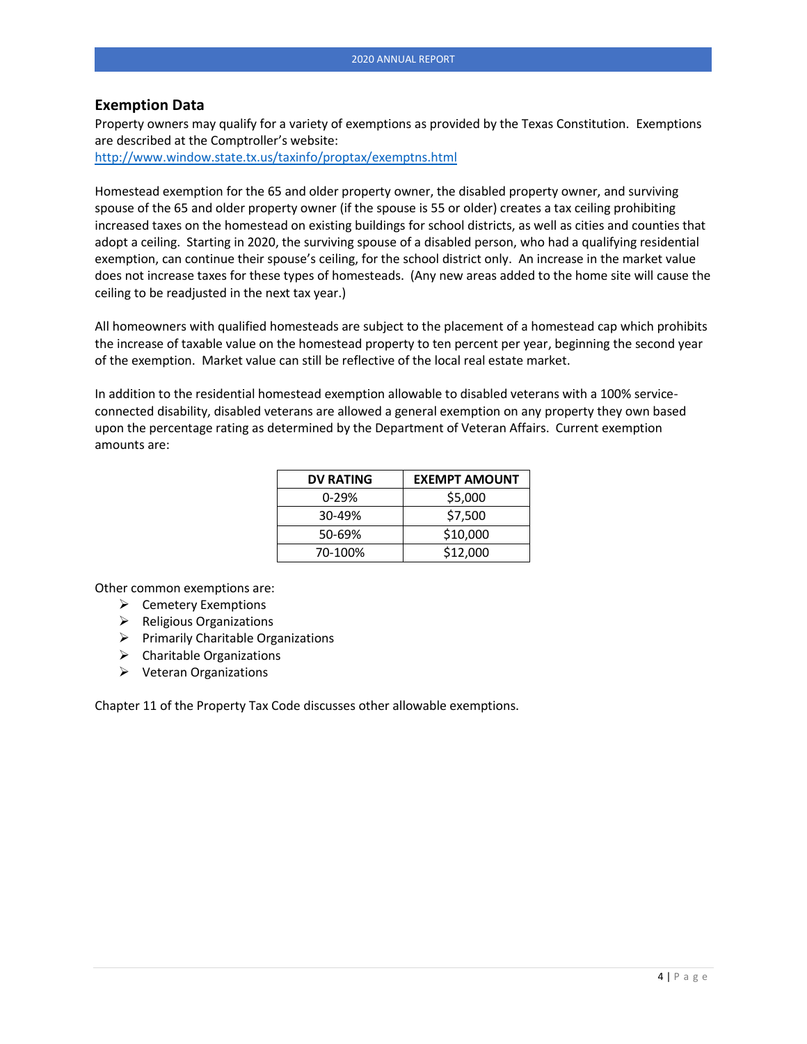## Exemption Data

Property owners may qualify for a variety of exemptions as provided by the Texas Constitution. Exemptions are described at the Comptroller's website:
http://www.window.state.tx.us/taxinfo/proptax/exemptns.html

Homestead exemption for the 65 and older property owner, the disabled property owner, and surviving spouse of the 65 and older property owner (if the spouse is 55 or older) creates a tax ceiling prohibiting increased taxes on the homestead on existing buildings for school districts, as well as cities and counties that adopt a ceiling. Starting in 2020, the surviving spouse of a disabled person, who had a qualifying residential exemption, can continue their spouse's ceiling, for the school district only. An increase in the market value does not increase taxes for these types of homesteads. (Any new areas added to the home site will cause the ceiling to be readjusted in the next tax year.)

All homeowners with qualified homesteads are subject to the placement of a homestead cap which prohibits the increase of taxable value on the homestead property to ten percent per year, beginning the second year of the exemption. Market value can still be reflective of the local real estate market.

In addition to the residential homestead exemption allowable to disabled veterans with a 100% service-connected disability, disabled veterans are allowed a general exemption on any property they own based upon the percentage rating as determined by the Department of Veteran Affairs. Current exemption amounts are:

| DV RATING | EXEMPT AMOUNT |
|---|---|
| 0-29% | $5,000 |
| 30-49% | $7,500 |
| 50-69% | $10,000 |
| 70-100% | $12,000 |

Other common exemptions are:

- Cemetery Exemptions
- Religious Organizations
- Primarily Charitable Organizations
- Charitable Organizations
- Veteran Organizations

Chapter 11 of the Property Tax Code discusses other allowable exemptions.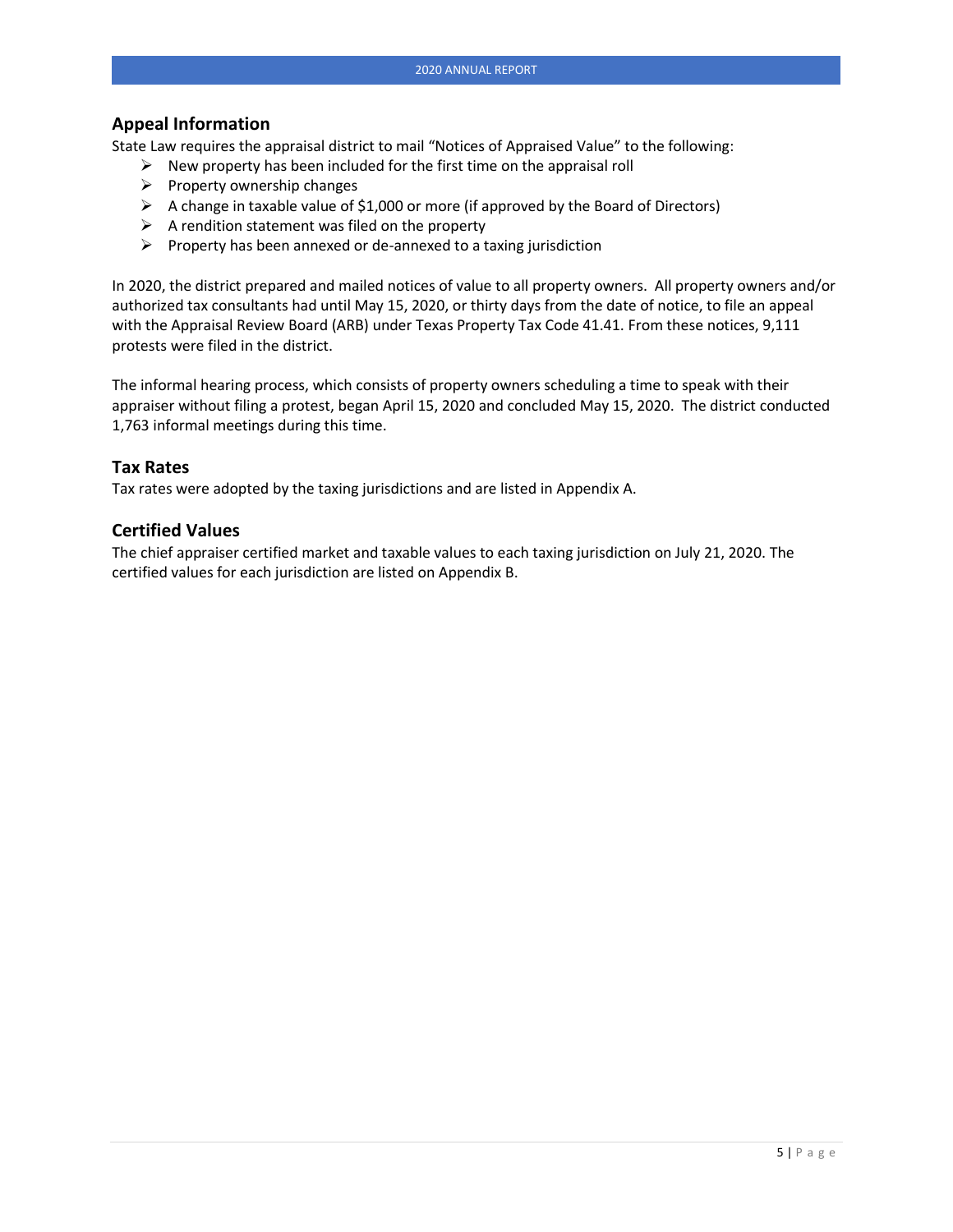## Appeal Information

State Law requires the appraisal district to mail "Notices of Appraised Value" to the following:

- New property has been included for the first time on the appraisal roll
- Property ownership changes
- A change in taxable value of $1,000 or more (if approved by the Board of Directors)
- A rendition statement was filed on the property
- Property has been annexed or de-annexed to a taxing jurisdiction

In 2020, the district prepared and mailed notices of value to all property owners. All property owners and/or authorized tax consultants had until May 15, 2020, or thirty days from the date of notice, to file an appeal with the Appraisal Review Board (ARB) under Texas Property Tax Code 41.41. From these notices, 9,111 protests were filed in the district.

The informal hearing process, which consists of property owners scheduling a time to speak with their appraiser without filing a protest, began April 15, 2020 and concluded May 15, 2020. The district conducted 1,763 informal meetings during this time.

## Tax Rates

Tax rates were adopted by the taxing jurisdictions and are listed in Appendix A.

## Certified Values

The chief appraiser certified market and taxable values to each taxing jurisdiction on July 21, 2020. The certified values for each jurisdiction are listed on Appendix B.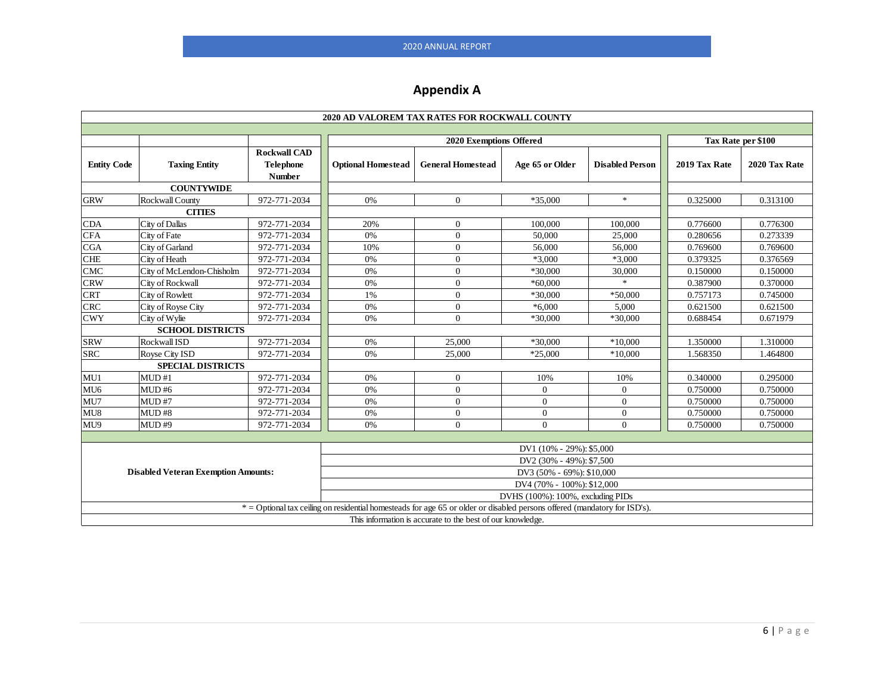## Appendix A

| 2020 AD VALOREM TAX RATES FOR ROCKWALL COUNTY | | | | | | | | |
|---|---|---|---|---|---|---|---|---|
| | | | 2020 Exemptions Offered | | | | Tax Rate per $100 | |
| **Entity Code** | **Taxing Entity** | **Rockwall CAD Telephone Number** | **Optional Homestead** | **General Homestead** | **Age 65 or Older** | **Disabled Person** | **2019 Tax Rate** | **2020 Tax Rate** |
| | **COUNTYWIDE** | | | | | | | |
| GRW | Rockwall County | 972-771-2034 | 0% | 0 | *35,000 | * | 0.325000 | 0.313100 |
| | **CITIES** | | | | | | | |
| CDA | City of Dallas | 972-771-2034 | 20% | 0 | 100,000 | 100,000 | 0.776600 | 0.776300 |
| CFA | City of Fate | 972-771-2034 | 0% | 0 | 50,000 | 25,000 | 0.280656 | 0.273339 |
| CGA | City of Garland | 972-771-2034 | 10% | 0 | 56,000 | 56,000 | 0.769600 | 0.769600 |
| CHE | City of Heath | 972-771-2034 | 0% | 0 | *3,000 | *3,000 | 0.379325 | 0.376569 |
| CMC | City of McLendon-Chisholm | 972-771-2034 | 0% | 0 | *30,000 | 30,000 | 0.150000 | 0.150000 |
| CRW | City of Rockwall | 972-771-2034 | 0% | 0 | *60,000 | * | 0.387900 | 0.370000 |
| CRT | City of Rowlett | 972-771-2034 | 1% | 0 | *30,000 | *50,000 | 0.757173 | 0.745000 |
| CRC | City of Royse City | 972-771-2034 | 0% | 0 | *6,000 | 5,000 | 0.621500 | 0.621500 |
| CWY | City of Wylie | 972-771-2034 | 0% | 0 | *30,000 | *30,000 | 0.688454 | 0.671979 |
| | **SCHOOL DISTRICTS** | | | | | | | |
| SRW | Rockwall ISD | 972-771-2034 | 0% | 25,000 | *30,000 | *10,000 | 1.350000 | 1.310000 |
| SRC | Royse City ISD | 972-771-2034 | 0% | 25,000 | *25,000 | *10,000 | 1.568350 | 1.464800 |
| | **SPECIAL DISTRICTS** | | | | | | | |
| MU1 | MUD #1 | 972-771-2034 | 0% | 0 | 10% | 10% | 0.340000 | 0.295000 |
| MU6 | MUD #6 | 972-771-2034 | 0% | 0 | 0 | 0 | 0.750000 | 0.750000 |
| MU7 | MUD #7 | 972-771-2034 | 0% | 0 | 0 | 0 | 0.750000 | 0.750000 |
| MU8 | MUD #8 | 972-771-2034 | 0% | 0 | 0 | 0 | 0.750000 | 0.750000 |
| MU9 | MUD #9 | 972-771-2034 | 0% | 0 | 0 | 0 | 0.750000 | 0.750000 |

| **Disabled Veteran Exemption Amounts:** | |
|---|---|
| | DV1 (10% - 29%): $5,000 |
| | DV2 (30% - 49%): $7,500 |
| | DV3 (50% - 69%): $10,000 |
| | DV4 (70% - 100%): $12,000 |
| | DVHS (100%): 100%, excluding PIDs |

* = Optional tax ceiling on residential homesteads for age 65 or older or disabled persons offered (mandatory for ISD's).

This information is accurate to the best of our knowledge.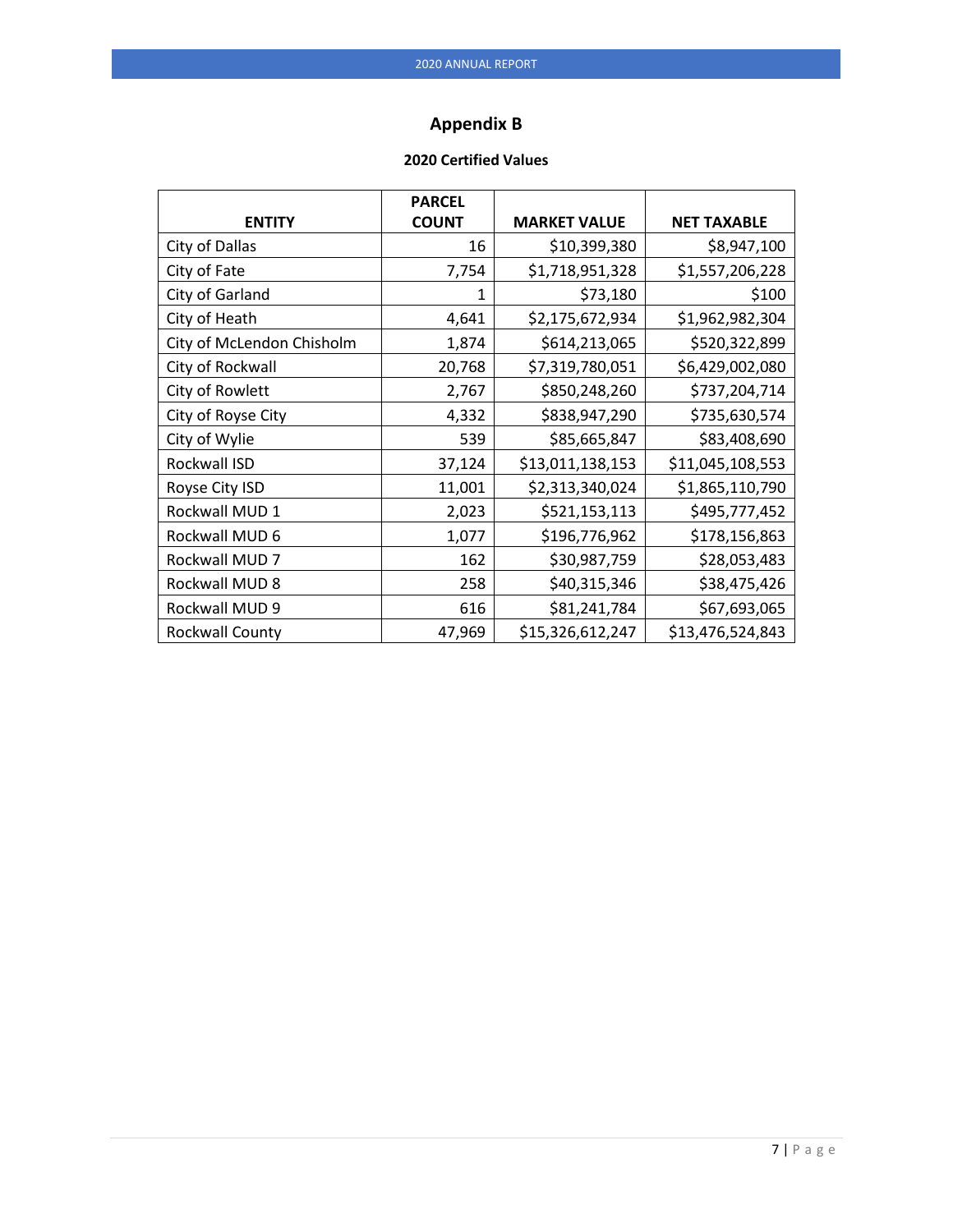# Appendix B

**2020 Certified Values**

| ENTITY | PARCEL COUNT | MARKET VALUE | NET TAXABLE |
|---|---|---|---|
| City of Dallas | 16 | $10,399,380 | $8,947,100 |
| City of Fate | 7,754 | $1,718,951,328 | $1,557,206,228 |
| City of Garland | 1 | $73,180 | $100 |
| City of Heath | 4,641 | $2,175,672,934 | $1,962,982,304 |
| City of McLendon Chisholm | 1,874 | $614,213,065 | $520,322,899 |
| City of Rockwall | 20,768 | $7,319,780,051 | $6,429,002,080 |
| City of Rowlett | 2,767 | $850,248,260 | $737,204,714 |
| City of Royse City | 4,332 | $838,947,290 | $735,630,574 |
| City of Wylie | 539 | $85,665,847 | $83,408,690 |
| Rockwall ISD | 37,124 | $13,011,138,153 | $11,045,108,553 |
| Royse City ISD | 11,001 | $2,313,340,024 | $1,865,110,790 |
| Rockwall MUD 1 | 2,023 | $521,153,113 | $495,777,452 |
| Rockwall MUD 6 | 1,077 | $196,776,962 | $178,156,863 |
| Rockwall MUD 7 | 162 | $30,987,759 | $28,053,483 |
| Rockwall MUD 8 | 258 | $40,315,346 | $38,475,426 |
| Rockwall MUD 9 | 616 | $81,241,784 | $67,693,065 |
| Rockwall County | 47,969 | $15,326,612,247 | $13,476,524,843 |